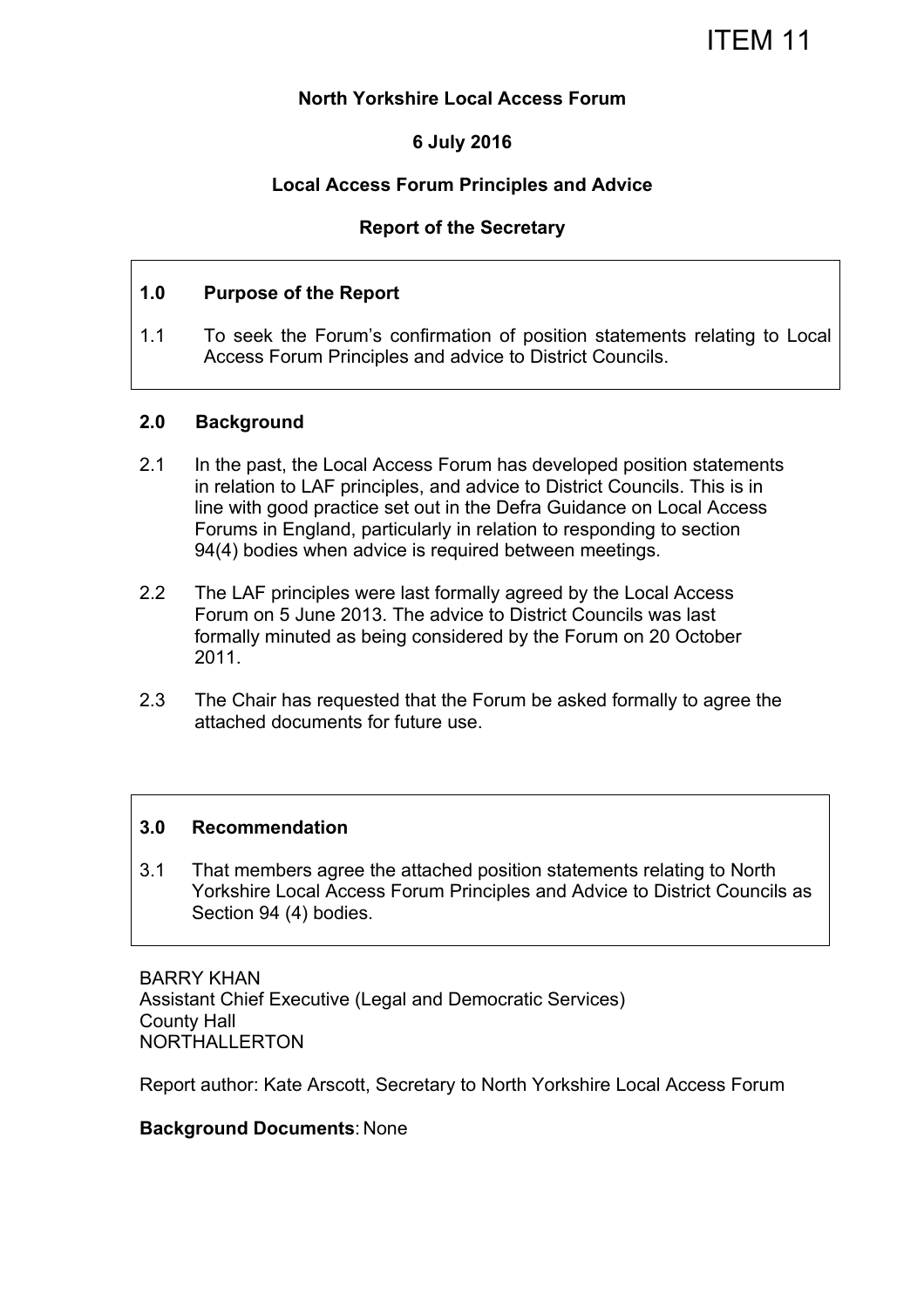ITEM 11

**North Yorkshire Local Access Forum**

**6 July 2016**

**Local Access Forum Principles and Advice**

**Report of the Secretary**

## 1.0 Purpose of the Report

1.1 To seek the Forum's confirmation of position statements relating to Local Access Forum Principles and advice to District Councils.

## 2.0 Background

2.1 In the past, the Local Access Forum has developed position statements in relation to LAF principles, and advice to District Councils. This is in line with good practice set out in the Defra Guidance on Local Access Forums in England, particularly in relation to responding to section 94(4) bodies when advice is required between meetings.

2.2 The LAF principles were last formally agreed by the Local Access Forum on 5 June 2013. The advice to District Councils was last formally minuted as being considered by the Forum on 20 October 2011.

2.3 The Chair has requested that the Forum be asked formally to agree the attached documents for future use.

## 3.0 Recommendation

3.1 That members agree the attached position statements relating to North Yorkshire Local Access Forum Principles and Advice to District Councils as Section 94 (4) bodies.

BARRY KHAN
Assistant Chief Executive (Legal and Democratic Services)
County Hall
NORTHALLERTON

Report author: Kate Arscott, Secretary to North Yorkshire Local Access Forum

**Background Documents**: None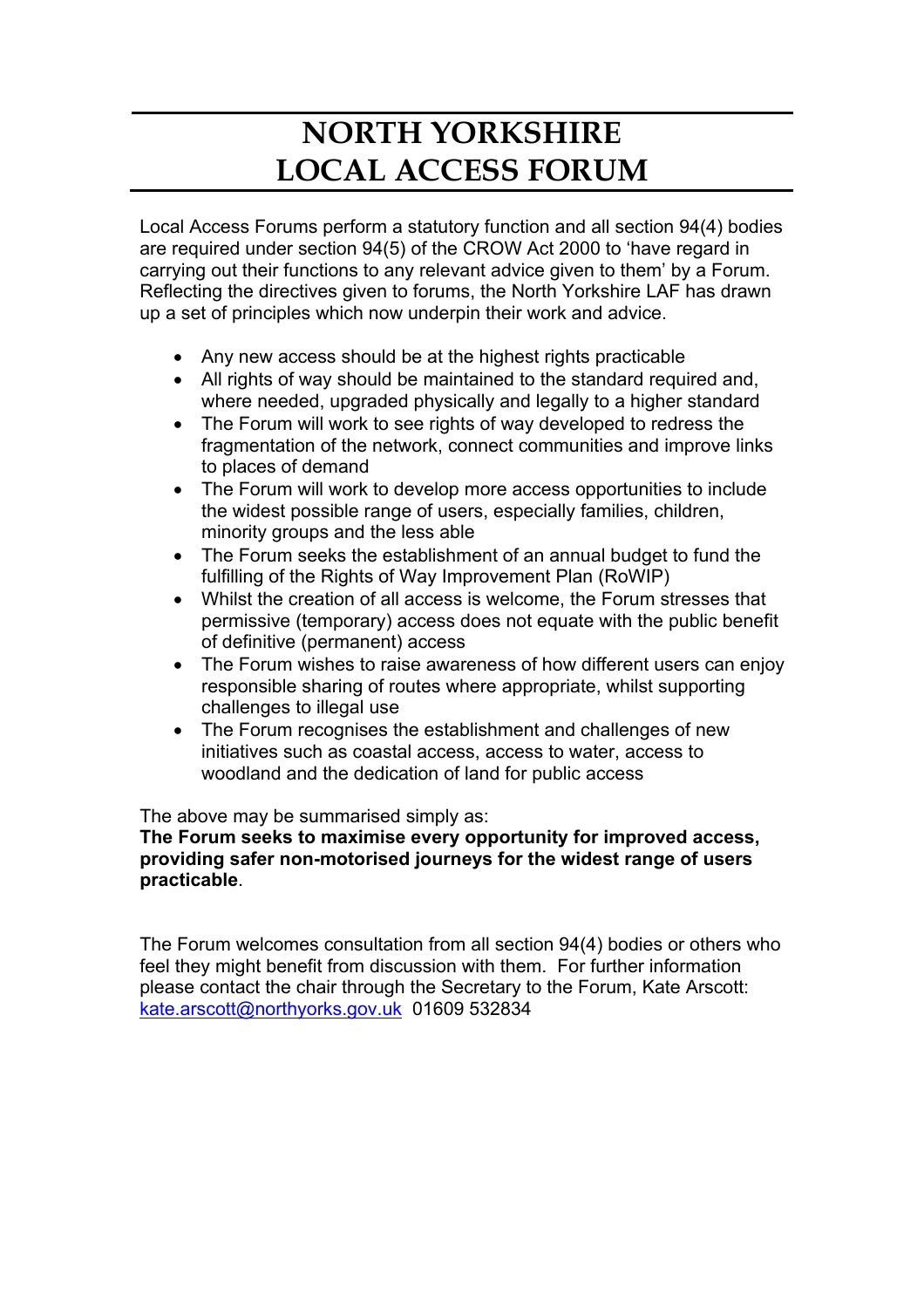# NORTH YORKSHIRE LOCAL ACCESS FORUM

Local Access Forums perform a statutory function and all section 94(4) bodies are required under section 94(5) of the CROW Act 2000 to 'have regard in carrying out their functions to any relevant advice given to them' by a Forum. Reflecting the directives given to forums, the North Yorkshire LAF has drawn up a set of principles which now underpin their work and advice.

- Any new access should be at the highest rights practicable
- All rights of way should be maintained to the standard required and, where needed, upgraded physically and legally to a higher standard
- The Forum will work to see rights of way developed to redress the fragmentation of the network, connect communities and improve links to places of demand
- The Forum will work to develop more access opportunities to include the widest possible range of users, especially families, children, minority groups and the less able
- The Forum seeks the establishment of an annual budget to fund the fulfilling of the Rights of Way Improvement Plan (RoWIP)
- Whilst the creation of all access is welcome, the Forum stresses that permissive (temporary) access does not equate with the public benefit of definitive (permanent) access
- The Forum wishes to raise awareness of how different users can enjoy responsible sharing of routes where appropriate, whilst supporting challenges to illegal use
- The Forum recognises the establishment and challenges of new initiatives such as coastal access, access to water, access to woodland and the dedication of land for public access

The above may be summarised simply as:
**The Forum seeks to maximise every opportunity for improved access, providing safer non-motorised journeys for the widest range of users practicable**.

The Forum welcomes consultation from all section 94(4) bodies or others who feel they might benefit from discussion with them. For further information please contact the chair through the Secretary to the Forum, Kate Arscott: kate.arscott@northyorks.gov.uk 01609 532834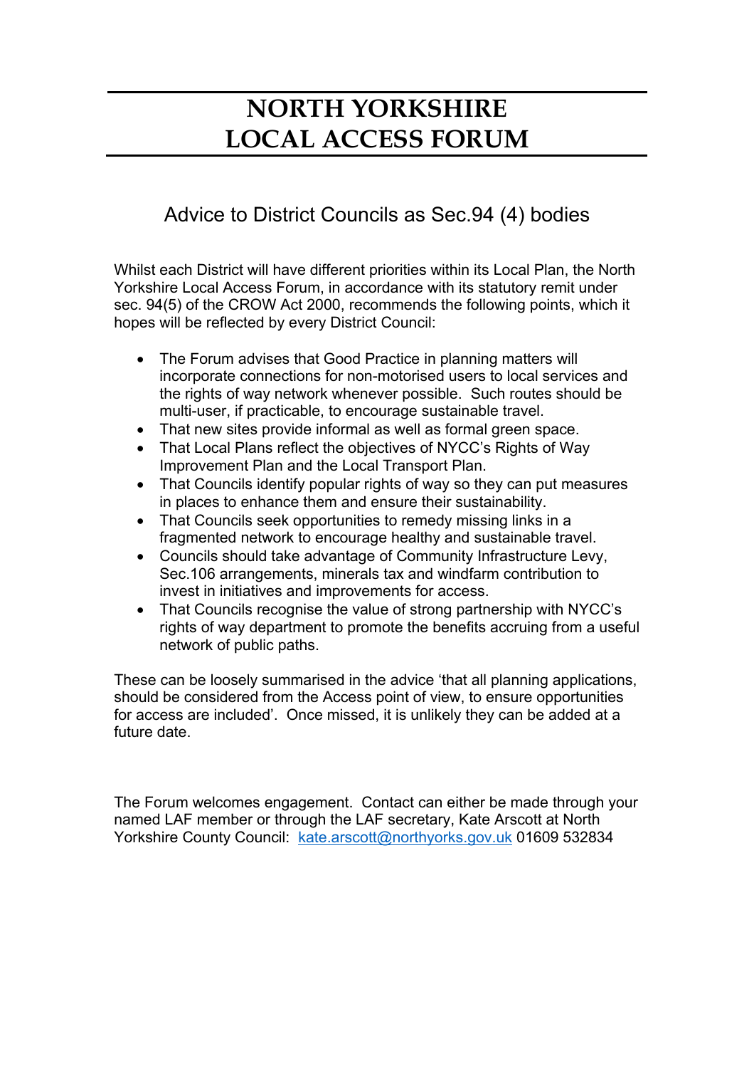# NORTH YORKSHIRE LOCAL ACCESS FORUM

## Advice to District Councils as Sec.94 (4) bodies

Whilst each District will have different priorities within its Local Plan, the North Yorkshire Local Access Forum, in accordance with its statutory remit under sec. 94(5) of the CROW Act 2000, recommends the following points, which it hopes will be reflected by every District Council:

- The Forum advises that Good Practice in planning matters will incorporate connections for non-motorised users to local services and the rights of way network whenever possible. Such routes should be multi-user, if practicable, to encourage sustainable travel.
- That new sites provide informal as well as formal green space.
- That Local Plans reflect the objectives of NYCC's Rights of Way Improvement Plan and the Local Transport Plan.
- That Councils identify popular rights of way so they can put measures in places to enhance them and ensure their sustainability.
- That Councils seek opportunities to remedy missing links in a fragmented network to encourage healthy and sustainable travel.
- Councils should take advantage of Community Infrastructure Levy, Sec.106 arrangements, minerals tax and windfarm contribution to invest in initiatives and improvements for access.
- That Councils recognise the value of strong partnership with NYCC's rights of way department to promote the benefits accruing from a useful network of public paths.

These can be loosely summarised in the advice 'that all planning applications, should be considered from the Access point of view, to ensure opportunities for access are included'. Once missed, it is unlikely they can be added at a future date.

The Forum welcomes engagement. Contact can either be made through your named LAF member or through the LAF secretary, Kate Arscott at North Yorkshire County Council: kate.arscott@northyorks.gov.uk 01609 532834